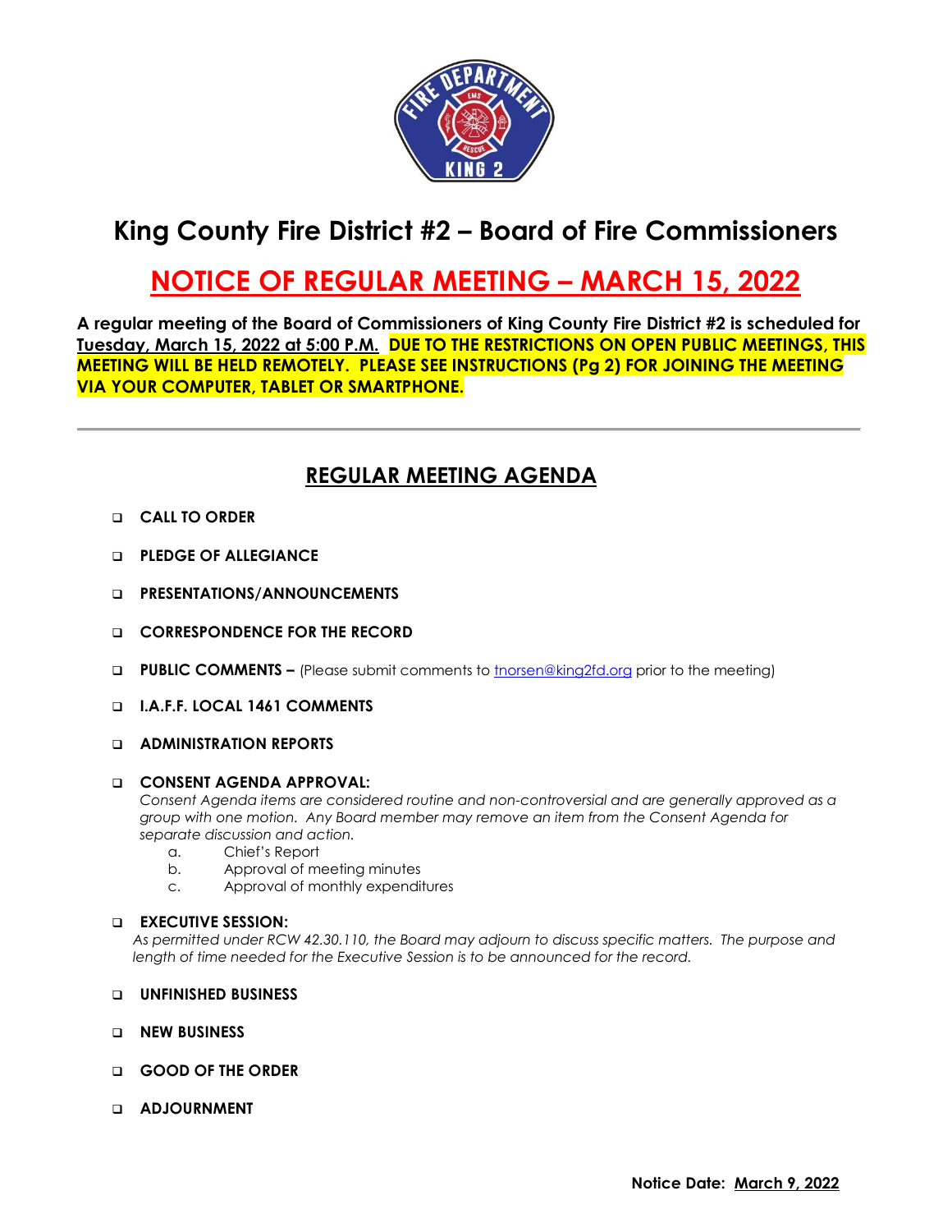# King County Fire District #2 – Board of Fire Commissioners

## NOTICE OF REGULAR MEETING – MARCH 15, 2022

**A regular meeting of the Board of Commissioners of King County Fire District #2 is scheduled for Tuesday, March 15, 2022 at 5:00 P.M. DUE TO THE RESTRICTIONS ON OPEN PUBLIC MEETINGS, THIS MEETING WILL BE HELD REMOTELY. PLEASE SEE INSTRUCTIONS (Pg 2) FOR JOINING THE MEETING VIA YOUR COMPUTER, TABLET OR SMARTPHONE.**

---

## REGULAR MEETING AGENDA

- **CALL TO ORDER**
- **PLEDGE OF ALLEGIANCE**
- **PRESENTATIONS/ANNOUNCEMENTS**
- **CORRESPONDENCE FOR THE RECORD**
- **PUBLIC COMMENTS –** (Please submit comments to tnorsen@king2fd.org prior to the meeting)
- **I.A.F.F. LOCAL 1461 COMMENTS**
- **ADMINISTRATION REPORTS**
- **CONSENT AGENDA APPROVAL:**
  *Consent Agenda items are considered routine and non-controversial and are generally approved as a group with one motion. Any Board member may remove an item from the Consent Agenda for separate discussion and action.*
  a. Chief's Report
  b. Approval of meeting minutes
  c. Approval of monthly expenditures
- **EXECUTIVE SESSION:**
  *As permitted under RCW 42.30.110, the Board may adjourn to discuss specific matters. The purpose and length of time needed for the Executive Session is to be announced for the record.*
- **UNFINISHED BUSINESS**
- **NEW BUSINESS**
- **GOOD OF THE ORDER**
- **ADJOURNMENT**

**Notice Date: March 9, 2022**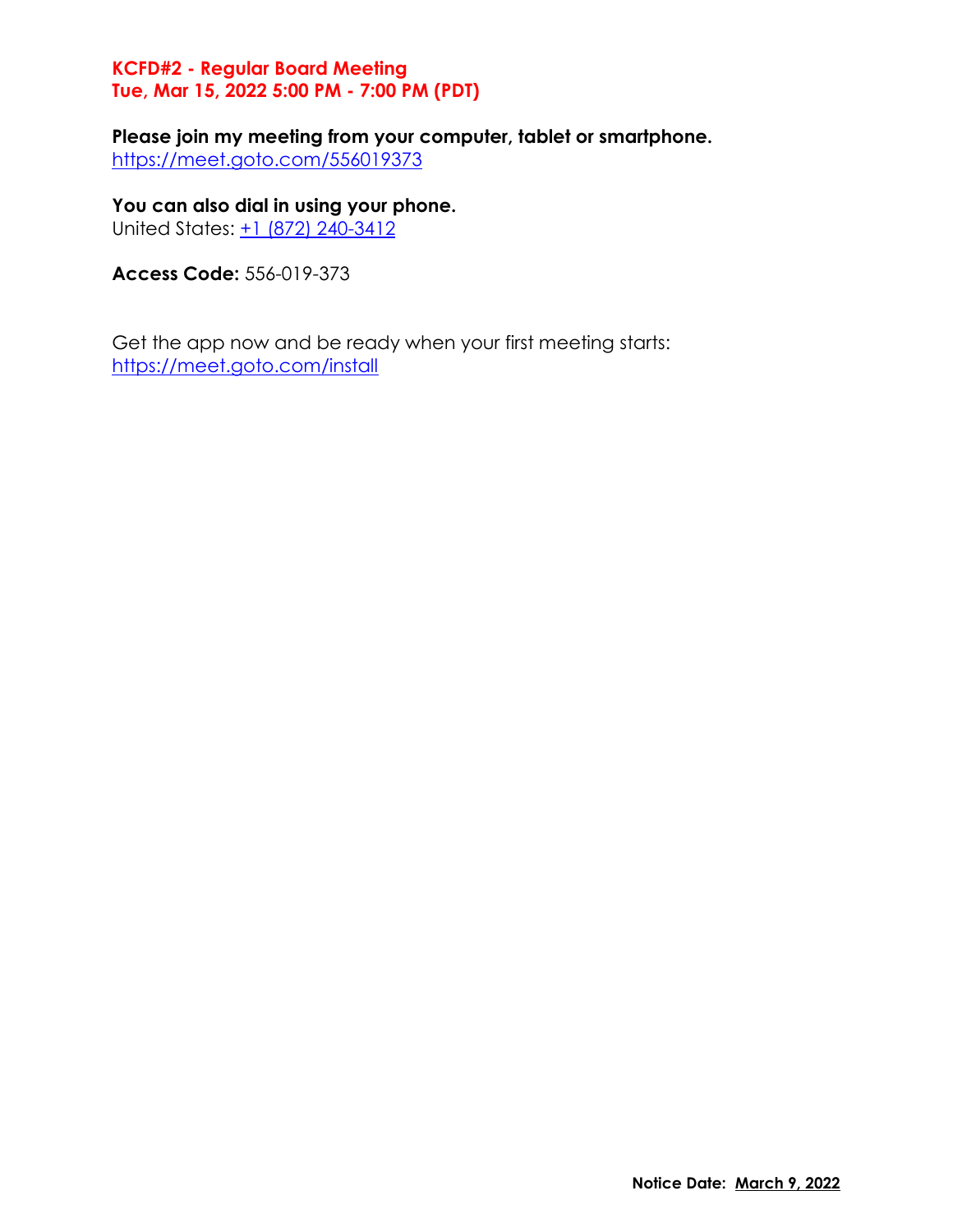**KCFD#2 - Regular Board Meeting**
**Tue, Mar 15, 2022 5:00 PM - 7:00 PM (PDT)**

**Please join my meeting from your computer, tablet or smartphone.**
https://meet.goto.com/556019373

**You can also dial in using your phone.**
United States: +1 (872) 240-3412

**Access Code:** 556-019-373

Get the app now and be ready when your first meeting starts:
https://meet.goto.com/install

**Notice Date: March 9, 2022**